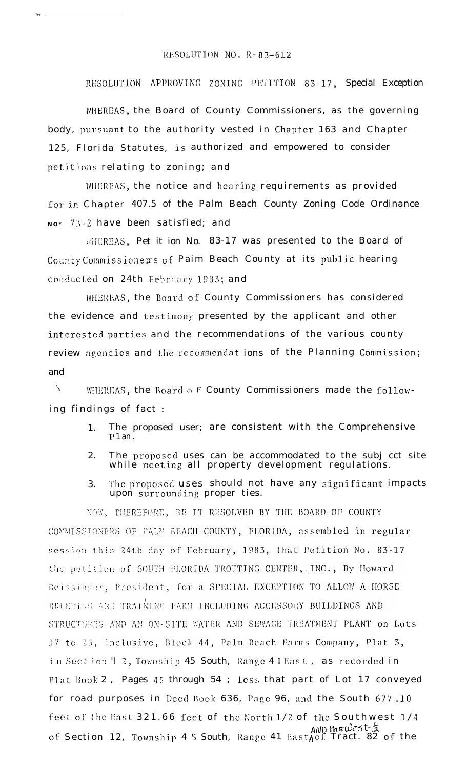RESOLUTION NO. R-83-612

RESOLUTION APPROVING ZONING PETITION 83-17, Special Exception

WHEREAS, the Board of County Commissioners, as the governing body, pursuant to the authority vested in Chapter 163 and Chapter 125, Florida Statutes, is authorized and empowered to consider petitions relating to zoning; and

WHEREAS, the notice and hearing requirements as provided for in Chapter 407.5 of the Palm Beach County Zoning Code Ordinance No. 73-2 have been satisfied; and

WHEREAS, Petition No. 83-17 was presented to the Board of County Commissioners of Palm Beach County at its public hearing conducted on 24th February 1983; and

WHEREAS, the Board of County Commissioners has considered the evidence and testimony presented by the applicant and other interested parties and the recommendations of the various county review agencies and the recommendations of the Planning Commission; and

WHEREAS, the Board of County Commissioners made the following findings of fact:

1. The proposed uses are consistent with the Comprehensive Plan.
2. The proposed uses can be accommodated to the subject site while meeting all property development regulations.
3. The proposed uses should not have any significant impacts upon surrounding properties.

NOW, THEREFORE, BE IT RESOLVED BY THE BOARD OF COUNTY COMMISSIONERS OF PALM BEACH COUNTY, FLORIDA, assembled in regular session this 24th day of February, 1983, that Petition No. 83-17 the petition of SOUTH FLORIDA TROTTING CENTER, INC., By Howard Beissinger, President, for a SPECIAL EXCEPTION TO ALLOW A HORSE BREEDING AND TRAINING FARM INCLUDING ACCESSORY BUILDINGS AND STRUCTURES AND AN ON-SITE WATER AND SEWAGE TREATMENT PLANT on Lots 17 to 25, inclusive, Block 44, Palm Beach Farms Company, Plat 3, in Section 12, Township 45 South, Range 41 East, as recorded in Plat Book 2, Pages 45 through 54; less that part of Lot 17 conveyed for road purposes in Deed Book 636, Page 96, and the South 677.10 feet of the East 321.66 feet of the North 1/2 of the Southwest 1/4 of Section 12, Township 45 South, Range 41 East and the West 1/2 of Tract 82 of the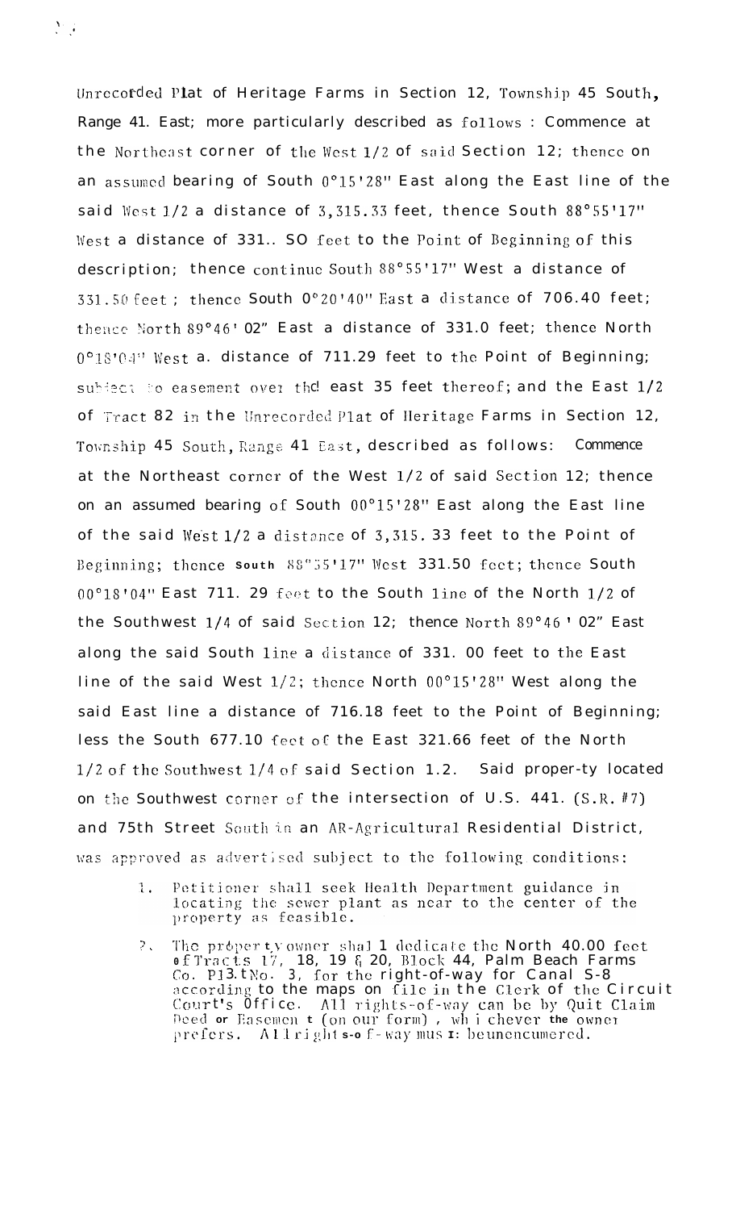Unrecorded Plat of Heritage Farms in Section 12, Township 45 South, Range 41. East; more particularly described as follows : Commence at the Northeast corner of the West 1/2 of said Section 12; thence on an assumed bearing of South 0°15'28" East along the East line of the said West 1/2 a distance of 3,315.33 feet, thence South 88°55'17" West a distance of 331.. SO feet to the Point of Beginning of this description; thence continue South 88°55'17" West a distance of 331.50 feet ; thence South 0°20'40" East a distance of 706.40 feet; thence North 89°46' 02" East a distance of 331.0 feet; thence North 0°18'04" West a. distance of 711.29 feet to the Point of Beginning; subject to easement over the east 35 feet thereof; and the East 1/2 of Tract 82 in the Unrecorded Plat of Heritage Farms in Section 12, Township 45 South, Range 41 East, described as follows: Commence at the Northeast corner of the West 1/2 of said Section 12; thence on an assumed bearing of South 00°15'28" East along the East line of the said West 1/2 a distance of 3,315. 33 feet to the Point of Beginning; thence South 88°55'17" West 331.50 feet; thence South 00°18'04" East 711. 29 feet to the South line of the North 1/2 of the Southwest 1/4 of said Section 12; thence North 89°46 ' 02" East along the said South line a distance of 331. 00 feet to the East line of the said West 1/2; thence North 00°15'28" West along the said East line a distance of 716.18 feet to the Point of Beginning; less the South 677.10 feet of the East 321.66 feet of the North 1/2 of the Southwest 1/4 of said Section 1.2. Said proper-ty located on the Southwest corner of the intersection of U.S. 441. (S.R. #7) and 75th Street South in an AR-Agricultural Residential District, was approved as advertised subject to the following conditions:

1. Petitioner shall seek Health Department guidance in locating the sewer plant as near to the center of the property as feasible.

2. The property owner shall dedicate the North 40.00 feet of Tracts 17, 18, 19 & 20, Block 44, Palm Beach Farms Co. Pl3.tNo. 3, for the right-of-way for Canal S-8 according to the maps on file in the Clerk of the Circuit Court's Office. All rights-of-way can be by Quit Claim Deed or Easement (on our form), whichever the owner prefers. All rights-of-way must be unencumbered.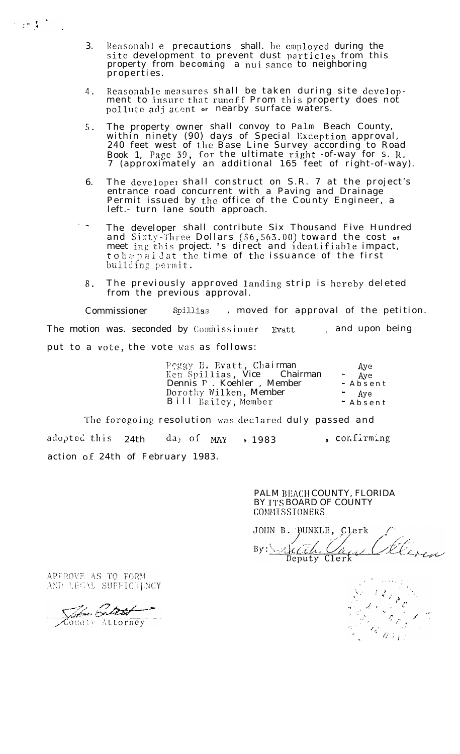3. Reasonable precautions shall be employed during the site development to prevent dust particles from this property from becoming a nuisance to neighboring properties.

4. Reasonable measures shall be taken during site development to insure that runoff from this property does not pollute adjacent or nearby surface waters.

5. The property owner shall convoy to Palm Beach County, within ninety (90) days of Special Exception approval, 240 feet west of the Base Line Survey according to Road Book 1, Page 39, for the ultimate right-of-way for S. R. 7 (approximately an additional 165 feet of right-of-way).

6. The developer shall construct on S.R. 7 at the project's entrance road concurrent with a Paving and Drainage Permit issued by the office of the County Engineer, a left.- turn lane south approach.

7. The developer shall contribute Six Thousand Five Hundred and Sixty-Three Dollars ($6,563.00) toward the cost of meeting this project.'s direct and identifiable impact, to be paid at the time of the issuance of the first building permit.

8. The previously approved landing strip is hereby deleted from the previous approval.

Commissioner Spillias, moved for approval of the petition. The motion was. seconded by Commissioner Evatt, and upon being put to a vote, the vote was as follows:

| | |
|---|---|
| Peggy E. Evatt, Chairman | Aye |
| Ken Spillias, Vice Chairman | - Aye |
| Dennis P. Koehler, Member | - Absent |
| Dorothy Wilken, Member | - Aye |
| Bill Bailey, Member | - Absent |

The foregoing resolution was declared duly passed and adopted this 24th day of MAY, 1983, confirming action of 24th of February 1983.

PALM BEACH COUNTY, FLORIDA
BY ITS BOARD OF COUNTY COMMISSIONERS

JOHN B. DUNKLE, Clerk

By: ______________________
Deputy Clerk

APPROVE AS TO FORM AND LEGAL SUFFICIENCY

______________________
County Attorney